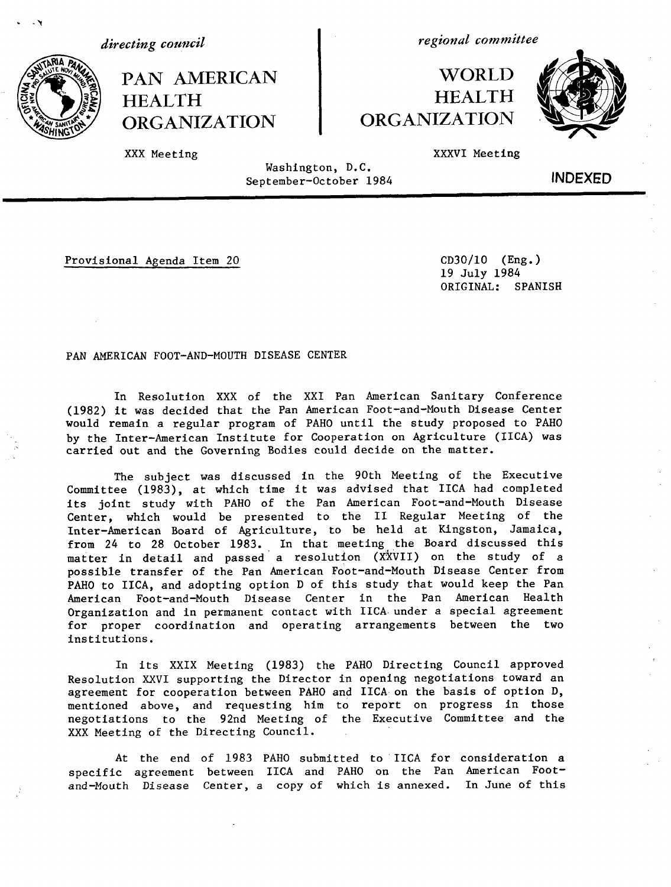*directing council*

**PAN AMERICAN HEALTH ORGANIZATION**

XXX Meeting

*regional committee*

**WORLD HEALTH ORGANIZATION**

XXXVI Meeting

Washington, D.C.
September-October 1984

**INDEXED**

Provisional Agenda Item 20

CD30/10 (Eng.)
19 July 1984
ORIGINAL: SPANISH

PAN AMERICAN FOOT-AND-MOUTH DISEASE CENTER

In Resolution XXX of the XXI Pan American Sanitary Conference (1982) it was decided that the Pan American Foot-and-Mouth Disease Center would remain a regular program of PAHO until the study proposed to PAHO by the Inter-American Institute for Cooperation on Agriculture (IICA) was carried out and the Governing Bodies could decide on the matter.

The subject was discussed in the 90th Meeting of the Executive Committee (1983), at which time it was advised that IICA had completed its joint study with PAHO of the Pan American Foot-and-Mouth Disease Center, which would be presented to the II Regular Meeting of the Inter-American Board of Agriculture, to be held at Kingston, Jamaica, from 24 to 28 October 1983. In that meeting the Board discussed this matter in detail and passed a resolution (XXVII) on the study of a possible transfer of the Pan American Foot-and-Mouth Disease Center from PAHO to IICA, and adopting option D of this study that would keep the Pan American Foot-and-Mouth Disease Center in the Pan American Health Organization and in permanent contact with IICA under a special agreement for proper coordination and operating arrangements between the two institutions.

In its XXIX Meeting (1983) the PAHO Directing Council approved Resolution XXVI supporting the Director in opening negotiations toward an agreement for cooperation between PAHO and IICA on the basis of option D, mentioned above, and requesting him to report on progress in those negotiations to the 92nd Meeting of the Executive Committee and the XXX Meeting of the Directing Council.

At the end of 1983 PAHO submitted to IICA for consideration a specific agreement between IICA and PAHO on the Pan American Foot-and-Mouth Disease Center, a copy of which is annexed. In June of this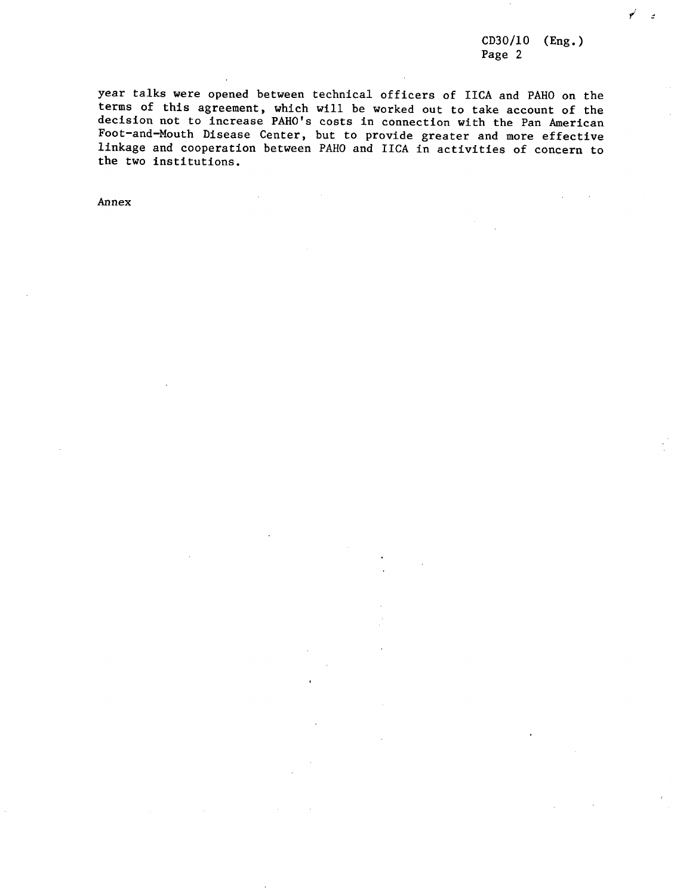year talks were opened between technical officers of IICA and PAHO on the terms of this agreement, which will be worked out to take account of the decision not to increase PAHO's costs in connection with the Pan American Foot-and-Mouth Disease Center, but to provide greater and more effective linkage and cooperation between PAHO and IICA in activities of concern to the two institutions.

Annex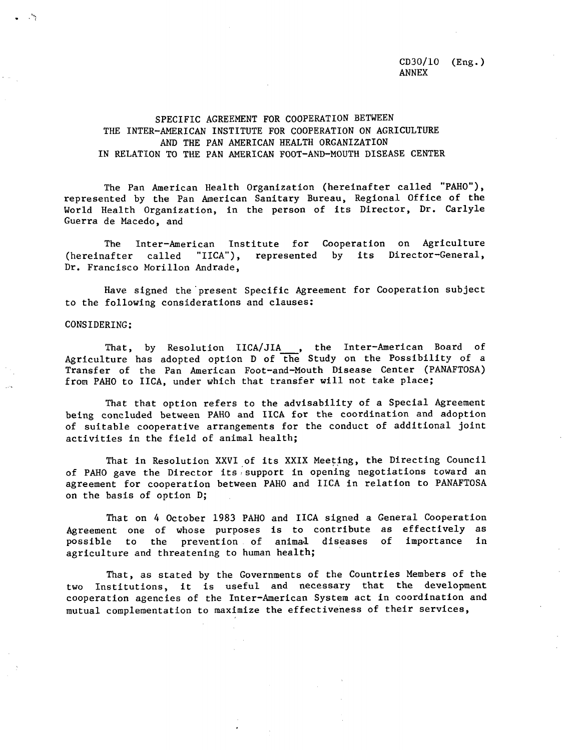CD30/10 (Eng.)
ANNEX

# SPECIFIC AGREEMENT FOR COOPERATION BETWEEN THE INTER-AMERICAN INSTITUTE FOR COOPERATION ON AGRICULTURE AND THE PAN AMERICAN HEALTH ORGANIZATION IN RELATION TO THE PAN AMERICAN FOOT-AND-MOUTH DISEASE CENTER

The Pan American Health Organization (hereinafter called "PAHO"), represented by the Pan American Sanitary Bureau, Regional Office of the World Health Organization, in the person of its Director, Dr. Carlyle Guerra de Macedo, and

The Inter-American Institute for Cooperation on Agriculture (hereinafter called "IICA"), represented by its Director-General, Dr. Francisco Morillon Andrade,

Have signed the present Specific Agreement for Cooperation subject to the following considerations and clauses:

CONSIDERING:

That, by Resolution IICA/JIA___, the Inter-American Board of Agriculture has adopted option D of the Study on the Possibility of a Transfer of the Pan American Foot-and-Mouth Disease Center (PANAFTOSA) from PAHO to IICA, under which that transfer will not take place;

That that option refers to the advisability of a Special Agreement being concluded between PAHO and IICA for the coordination and adoption of suitable cooperative arrangements for the conduct of additional joint activities in the field of animal health;

That in Resolution XXVI of its XXIX Meeting, the Directing Council of PAHO gave the Director its support in opening negotiations toward an agreement for cooperation between PAHO and IICA in relation to PANAFTOSA on the basis of option D;

That on 4 October 1983 PAHO and IICA signed a General Cooperation Agreement one of whose purposes is to contribute as effectively as possible to the prevention of animal diseases of importance in agriculture and threatening to human health;

That, as stated by the Governments of the Countries Members of the two Institutions, it is useful and necessary that the development cooperation agencies of the Inter-American System act in coordination and mutual complementation to maximize the effectiveness of their services,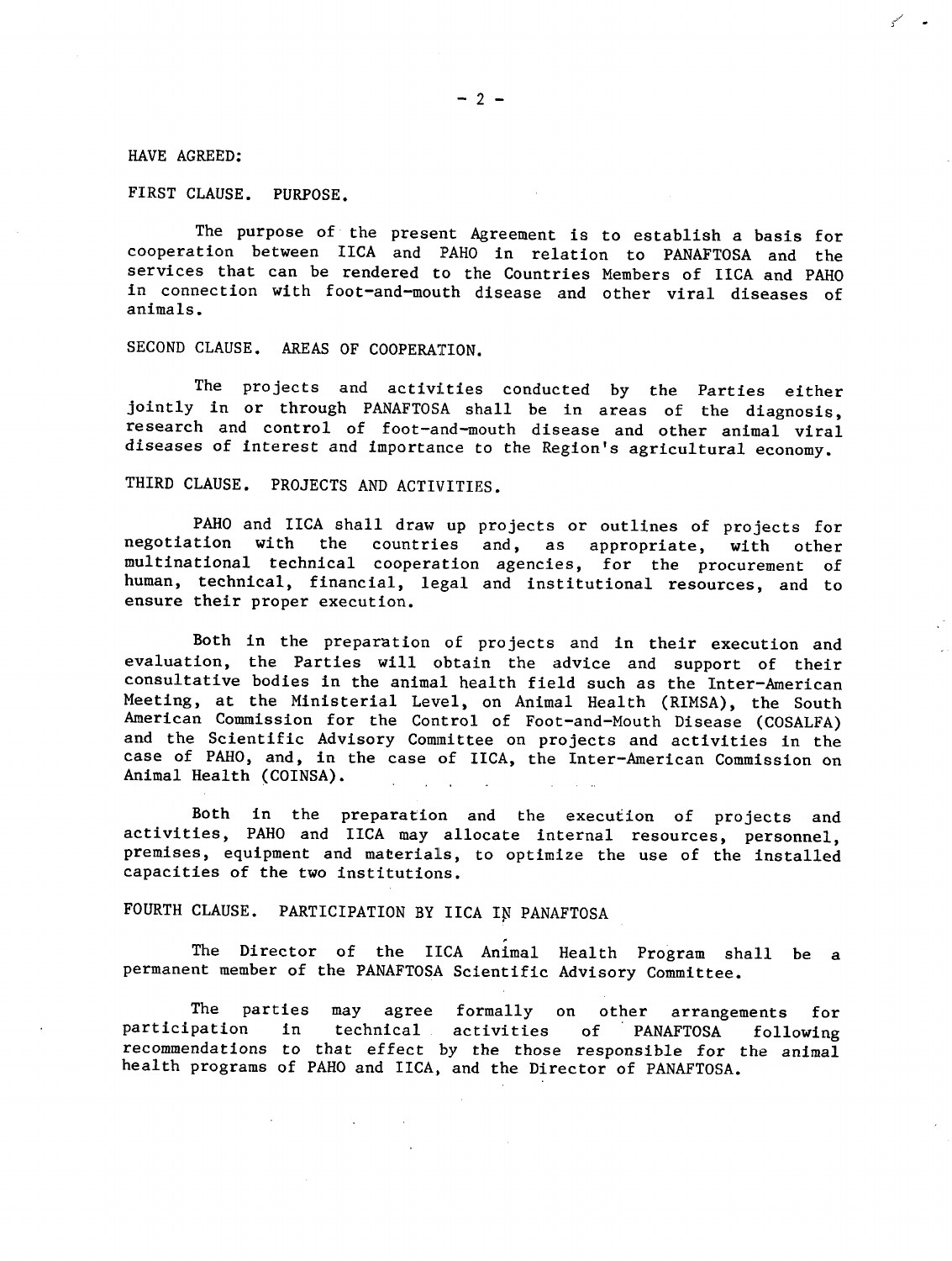HAVE AGREED:

FIRST CLAUSE. PURPOSE.

The purpose of the present Agreement is to establish a basis for cooperation between IICA and PAHO in relation to PANAFTOSA and the services that can be rendered to the Countries Members of IICA and PAHO in connection with foot-and-mouth disease and other viral diseases of animals.

SECOND CLAUSE. AREAS OF COOPERATION.

The projects and activities conducted by the Parties either jointly in or through PANAFTOSA shall be in areas of the diagnosis, research and control of foot-and-mouth disease and other animal viral diseases of interest and importance to the Region's agricultural economy.

THIRD CLAUSE. PROJECTS AND ACTIVITIES.

PAHO and IICA shall draw up projects or outlines of projects for negotiation with the countries and, as appropriate, with other multinational technical cooperation agencies, for the procurement of human, technical, financial, legal and institutional resources, and to ensure their proper execution.

Both in the preparation of projects and in their execution and evaluation, the Parties will obtain the advice and support of their consultative bodies in the animal health field such as the Inter-American Meeting, at the Ministerial Level, on Animal Health (RIMSA), the South American Commission for the Control of Foot-and-Mouth Disease (COSALFA) and the Scientific Advisory Committee on projects and activities in the case of PAHO, and, in the case of IICA, the Inter-American Commission on Animal Health (COINSA).

Both in the preparation and the execution of projects and activities, PAHO and IICA may allocate internal resources, personnel, premises, equipment and materials, to optimize the use of the installed capacities of the two institutions.

FOURTH CLAUSE. PARTICIPATION BY IICA IN PANAFTOSA

The Director of the IICA Animal Health Program shall be a permanent member of the PANAFTOSA Scientific Advisory Committee.

The parties may agree formally on other arrangements for participation in technical activities of PANAFTOSA following recommendations to that effect by the those responsible for the animal health programs of PAHO and IICA, and the Director of PANAFTOSA.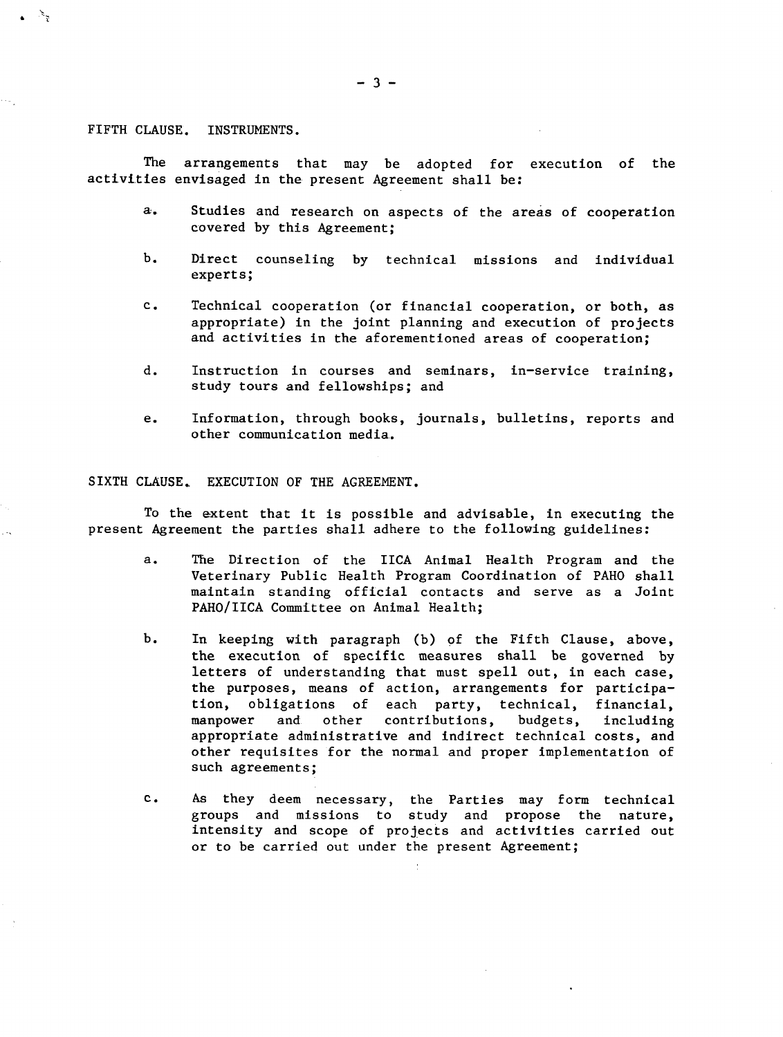FIFTH CLAUSE. INSTRUMENTS.

The arrangements that may be adopted for execution of the activities envisaged in the present Agreement shall be:

a. Studies and research on aspects of the areas of cooperation covered by this Agreement;

b. Direct counseling by technical missions and individual experts;

c. Technical cooperation (or financial cooperation, or both, as appropriate) in the joint planning and execution of projects and activities in the aforementioned areas of cooperation;

d. Instruction in courses and seminars, in-service training, study tours and fellowships; and

e. Information, through books, journals, bulletins, reports and other communication media.

SIXTH CLAUSE. EXECUTION OF THE AGREEMENT.

To the extent that it is possible and advisable, in executing the present Agreement the parties shall adhere to the following guidelines:

a. The Direction of the IICA Animal Health Program and the Veterinary Public Health Program Coordination of PAHO shall maintain standing official contacts and serve as a Joint PAHO/IICA Committee on Animal Health;

b. In keeping with paragraph (b) of the Fifth Clause, above, the execution of specific measures shall be governed by letters of understanding that must spell out, in each case, the purposes, means of action, arrangements for participation, obligations of each party, technical, financial, manpower and other contributions, budgets, including appropriate administrative and indirect technical costs, and other requisites for the normal and proper implementation of such agreements;

c. As they deem necessary, the Parties may form technical groups and missions to study and propose the nature, intensity and scope of projects and activities carried out or to be carried out under the present Agreement;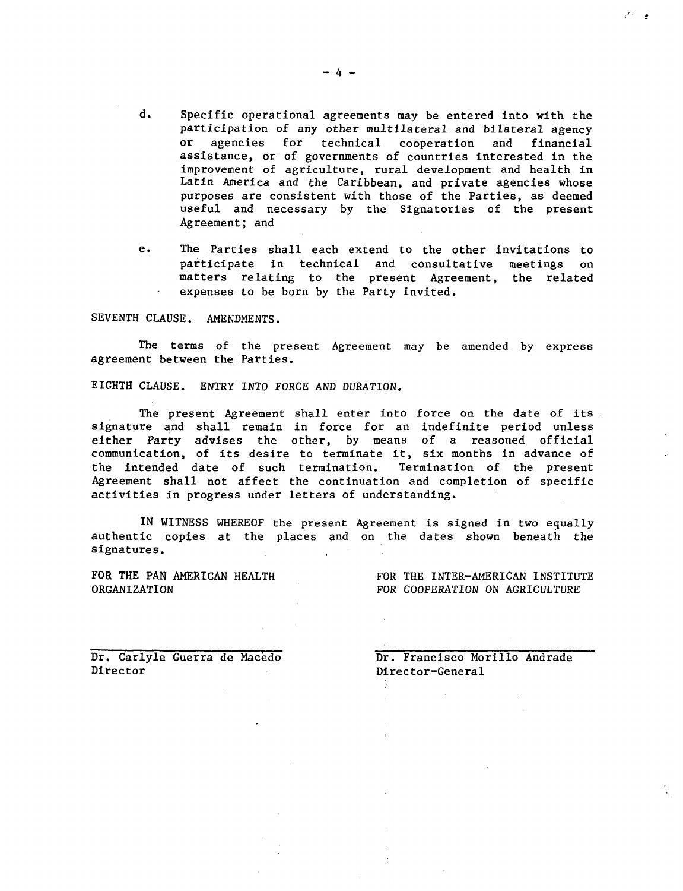d. Specific operational agreements may be entered into with the participation of any other multilateral and bilateral agency or agencies for technical cooperation and financial assistance, or of governments of countries interested in the improvement of agriculture, rural development and health in Latin America and the Caribbean, and private agencies whose purposes are consistent with those of the Parties, as deemed useful and necessary by the Signatories of the present Agreement; and

e. The Parties shall each extend to the other invitations to participate in technical and consultative meetings on matters relating to the present Agreement, the related expenses to be born by the Party invited.

SEVENTH CLAUSE. AMENDMENTS.

The terms of the present Agreement may be amended by express agreement between the Parties.

EIGHTH CLAUSE. ENTRY INTO FORCE AND DURATION.

The present Agreement shall enter into force on the date of its signature and shall remain in force for an indefinite period unless either Party advises the other, by means of a reasoned official communication, of its desire to terminate it, six months in advance of the intended date of such termination. Termination of the present Agreement shall not affect the continuation and completion of specific activities in progress under letters of understanding.

IN WITNESS WHEREOF the present Agreement is signed in two equally authentic copies at the places and on the dates shown beneath the signatures.

FOR THE PAN AMERICAN HEALTH ORGANIZATION

Dr. Carlyle Guerra de Macedo
Director

FOR THE INTER-AMERICAN INSTITUTE FOR COOPERATION ON AGRICULTURE

Dr. Francisco Morillo Andrade
Director-General